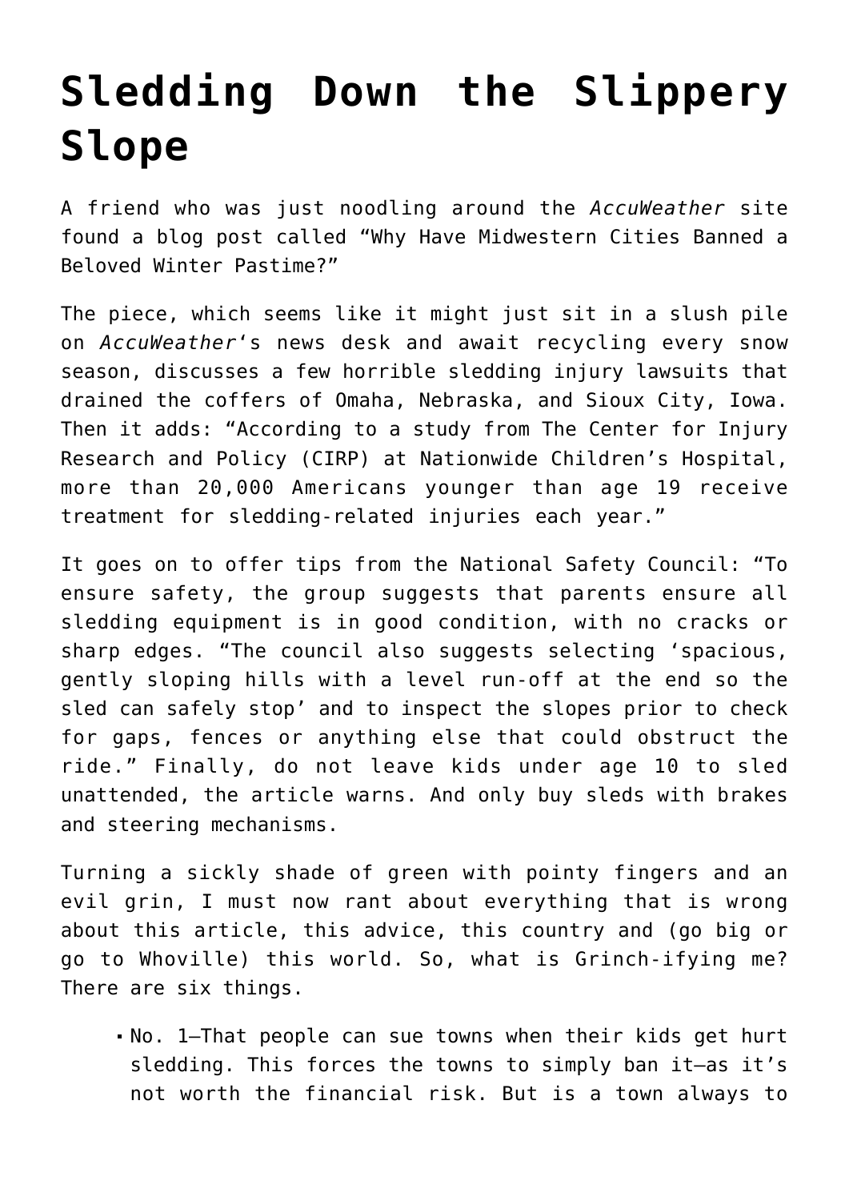# Sledding Down the Slippery Slope

A friend who was just noodling around the *AccuWeather* site found a blog post called "Why Have Midwestern Cities Banned a Beloved Winter Pastime?"

The piece, which seems like it might just sit in a slush pile on *AccuWeather*'s news desk and await recycling every snow season, discusses a few horrible sledding injury lawsuits that drained the coffers of Omaha, Nebraska, and Sioux City, Iowa. Then it adds: "According to a study from The Center for Injury Research and Policy (CIRP) at Nationwide Children's Hospital, more than 20,000 Americans younger than age 19 receive treatment for sledding-related injuries each year."

It goes on to offer tips from the National Safety Council: "To ensure safety, the group suggests that parents ensure all sledding equipment is in good condition, with no cracks or sharp edges. "The council also suggests selecting 'spacious, gently sloping hills with a level run-off at the end so the sled can safely stop' and to inspect the slopes prior to check for gaps, fences or anything else that could obstruct the ride." Finally, do not leave kids under age 10 to sled unattended, the article warns. And only buy sleds with brakes and steering mechanisms.

Turning a sickly shade of green with pointy fingers and an evil grin, I must now rant about everything that is wrong about this article, this advice, this country and (go big or go to Whoville) this world. So, what is Grinch-ifying me? There are six things.

- No. 1—That people can sue towns when their kids get hurt sledding. This forces the towns to simply ban it—as it's not worth the financial risk. But is a town always to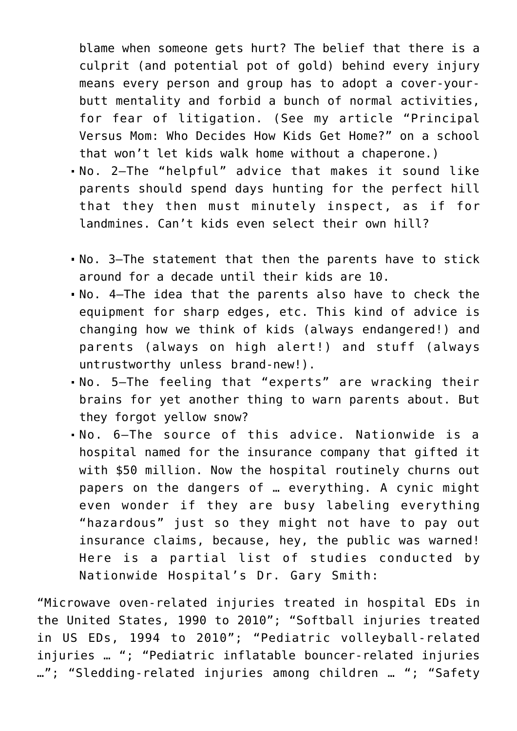blame when someone gets hurt? The belief that there is a culprit (and potential pot of gold) behind every injury means every person and group has to adopt a cover-your-butt mentality and forbid a bunch of normal activities, for fear of litigation. (See my article "Principal Versus Mom: Who Decides How Kids Get Home?" on a school that won't let kids walk home without a chaperone.)

- No. 2—The "helpful" advice that makes it sound like parents should spend days hunting for the perfect hill that they then must minutely inspect, as if for landmines. Can't kids even select their own hill?
- No. 3—The statement that then the parents have to stick around for a decade until their kids are 10.
- No. 4—The idea that the parents also have to check the equipment for sharp edges, etc. This kind of advice is changing how we think of kids (always endangered!) and parents (always on high alert!) and stuff (always untrustworthy unless brand-new!).
- No. 5—The feeling that "experts" are wracking their brains for yet another thing to warn parents about. But they forgot yellow snow?
- No. 6—The source of this advice. Nationwide is a hospital named for the insurance company that gifted it with $50 million. Now the hospital routinely churns out papers on the dangers of … everything. A cynic might even wonder if they are busy labeling everything "hazardous" just so they might not have to pay out insurance claims, because, hey, the public was warned! Here is a partial list of studies conducted by Nationwide Hospital's Dr. Gary Smith:

"Microwave oven-related injuries treated in hospital EDs in the United States, 1990 to 2010"; "Softball injuries treated in US EDs, 1994 to 2010"; "Pediatric volleyball-related injuries … "; "Pediatric inflatable bouncer-related injuries …"; "Sledding-related injuries among children … "; "Safety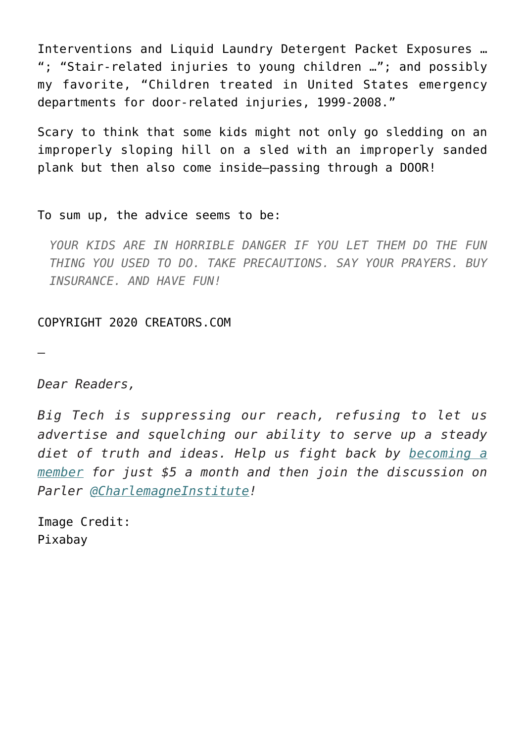Interventions and Liquid Laundry Detergent Packet Exposures … "; "Stair-related injuries to young children …"; and possibly my favorite, "Children treated in United States emergency departments for door-related injuries, 1999-2008."

Scary to think that some kids might not only go sledding on an improperly sloping hill on a sled with an improperly sanded plank but then also come inside—passing through a DOOR!

To sum up, the advice seems to be:

> *YOUR KIDS ARE IN HORRIBLE DANGER IF YOU LET THEM DO THE FUN THING YOU USED TO DO. TAKE PRECAUTIONS. SAY YOUR PRAYERS. BUY INSURANCE. AND HAVE FUN!*

COPYRIGHT 2020 CREATORS.COM

—

*Dear Readers,*

*Big Tech is suppressing our reach, refusing to let us advertise and squelching our ability to serve up a steady diet of truth and ideas. Help us fight back by [becoming a member](#) for just $5 a month and then join the discussion on Parler [@CharlemagneInstitute](#)!*

Image Credit:
Pixabay